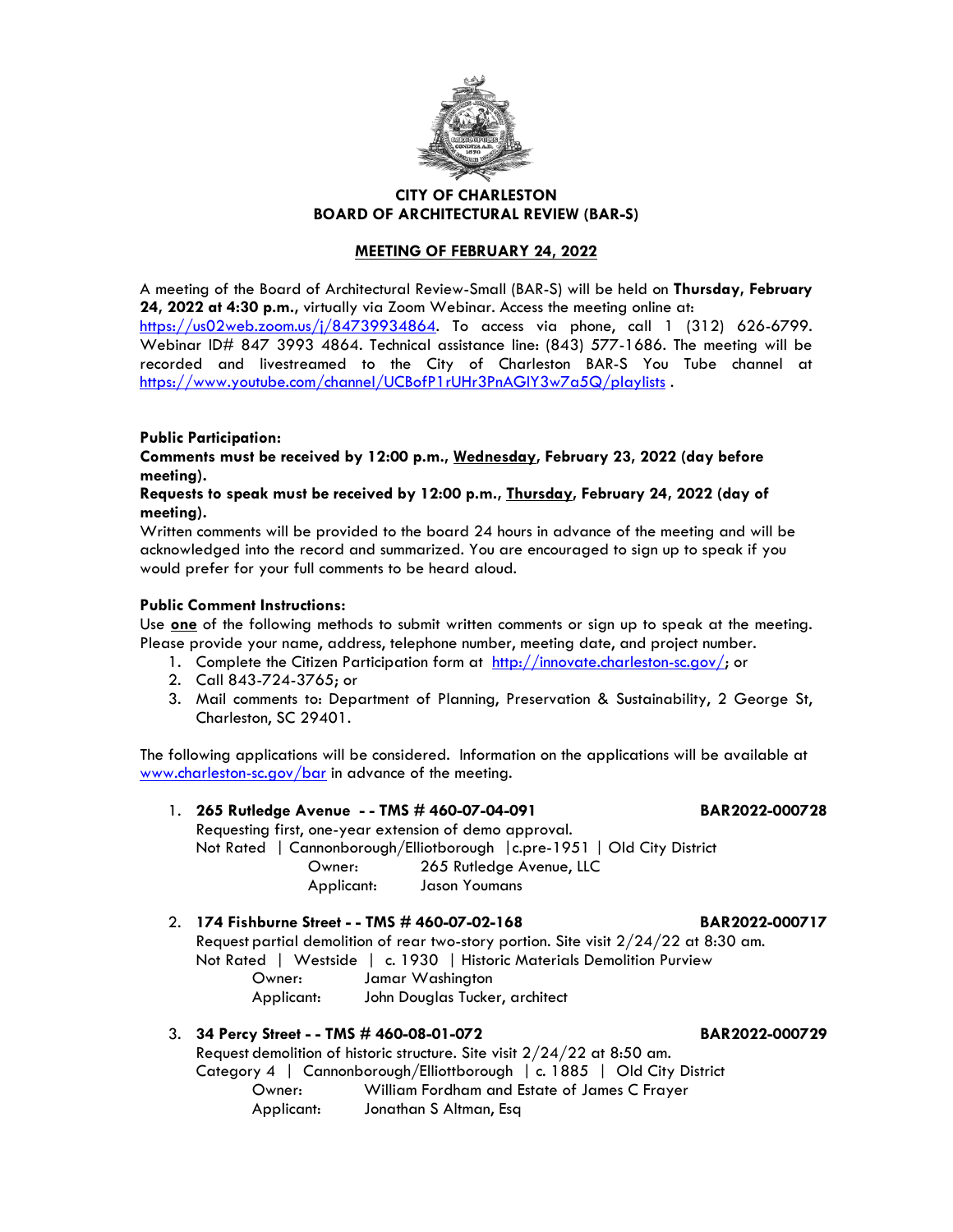# CITY OF CHARLESTON
# BOARD OF ARCHITECTURAL REVIEW (BAR-S)

## MEETING OF FEBRUARY 24, 2022

A meeting of the Board of Architectural Review-Small (BAR-S) will be held on **Thursday, February 24, 2022 at 4:30 p.m.,** virtually via Zoom Webinar. Access the meeting online at: https://us02web.zoom.us/j/84739934864. To access via phone, call 1 (312) 626-6799. Webinar ID# 847 3993 4864. Technical assistance line: (843) 577-1686. The meeting will be recorded and livestreamed to the City of Charleston BAR-S You Tube channel at https://www.youtube.com/channel/UCBofP1rUHr3PnAGIY3w7a5Q/playlists .

**Public Participation:**

**Comments must be received by 12:00 p.m., Wednesday, February 23, 2022 (day before meeting).**

**Requests to speak must be received by 12:00 p.m., Thursday, February 24, 2022 (day of meeting).**

Written comments will be provided to the board 24 hours in advance of the meeting and will be acknowledged into the record and summarized. You are encouraged to sign up to speak if you would prefer for your full comments to be heard aloud.

**Public Comment Instructions:**

Use **one** of the following methods to submit written comments or sign up to speak at the meeting. Please provide your name, address, telephone number, meeting date, and project number.

1. Complete the Citizen Participation form at http://innovate.charleston-sc.gov/; or
2. Call 843-724-3765; or
3. Mail comments to: Department of Planning, Preservation & Sustainability, 2 George St, Charleston, SC 29401.

The following applications will be considered. Information on the applications will be available at www.charleston-sc.gov/bar in advance of the meeting.

1. **265 Rutledge Avenue - - TMS # 460-07-04-091** **BAR2022-000728**
   Requesting first, one-year extension of demo approval.
   Not Rated | Cannonborough/Elliotborough | c.pre-1951 | Old City District
   Owner: 265 Rutledge Avenue, LLC
   Applicant: Jason Youmans

2. **174 Fishburne Street - - TMS # 460-07-02-168** **BAR2022-000717**
   Request partial demolition of rear two-story portion. Site visit 2/24/22 at 8:30 am.
   Not Rated | Westside | c. 1930 | Historic Materials Demolition Purview
   Owner: Jamar Washington
   Applicant: John Douglas Tucker, architect

3. **34 Percy Street - - TMS # 460-08-01-072** **BAR2022-000729**
   Request demolition of historic structure. Site visit 2/24/22 at 8:50 am.
   Category 4 | Cannonborough/Elliottborough | c. 1885 | Old City District
   Owner: William Fordham and Estate of James C Frayer
   Applicant: Jonathan S Altman, Esq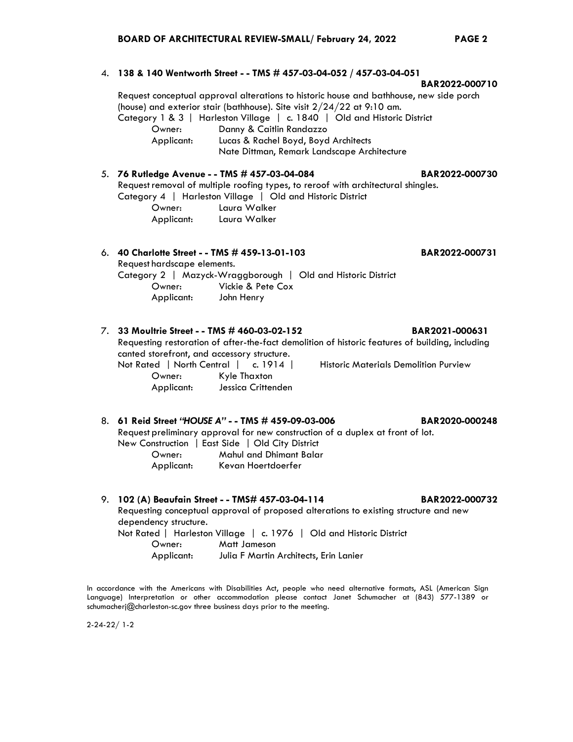4. **138 & 140 Wentworth Street - - TMS # 457-03-04-052 / 457-03-04-051**

   **BAR2022-000710**

   Request conceptual approval alterations to historic house and bathhouse, new side porch (house) and exterior stair (bathhouse). Site visit 2/24/22 at 9:10 am.

   Category 1 & 3 | Harleston Village | c. 1840 | Old and Historic District

   Owner: Danny & Caitlin Randazzo

   Applicant: Lucas & Rachel Boyd, Boyd Architects
   Nate Dittman, Remark Landscape Architecture

5. **76 Rutledge Avenue - - TMS # 457-03-04-084** **BAR2022-000730**

   Request removal of multiple roofing types, to reroof with architectural shingles.

   Category 4 | Harleston Village | Old and Historic District

   Owner: Laura Walker

   Applicant: Laura Walker

6. **40 Charlotte Street - - TMS # 459-13-01-103** **BAR2022-000731**

   Request hardscape elements.

   Category 2 | Mazyck-Wraggborough | Old and Historic District

   Owner: Vickie & Pete Cox

   Applicant: John Henry

7. **33 Moultrie Street - - TMS # 460-03-02-152** **BAR2021-000631**

   Requesting restoration of after-the-fact demolition of historic features of building, including canted storefront, and accessory structure.

   Not Rated | North Central | c. 1914 | Historic Materials Demolition Purview

   Owner: Kyle Thaxton

   Applicant: Jessica Crittenden

8. **61 Reid Street *"HOUSE A"* - - TMS # 459-09-03-006** **BAR2020-000248**

   Request preliminary approval for new construction of a duplex at front of lot.

   New Construction | East Side | Old City District

   Owner: Mahul and Dhimant Balar

   Applicant: Kevan Hoertdoerfer

9. **102 (A) Beaufain Street - - TMS# 457-03-04-114** **BAR2022-000732**

   Requesting conceptual approval of proposed alterations to existing structure and new dependency structure.

   Not Rated | Harleston Village | c. 1976 | Old and Historic District

   Owner: Matt Jameson

   Applicant: Julia F Martin Architects, Erin Lanier

In accordance with the Americans with Disabilities Act, people who need alternative formats, ASL (American Sign Language) Interpretation or other accommodation please contact Janet Schumacher at (843) 577-1389 or schumacherj@charleston-sc.gov three business days prior to the meeting.

2-24-22/ 1-2